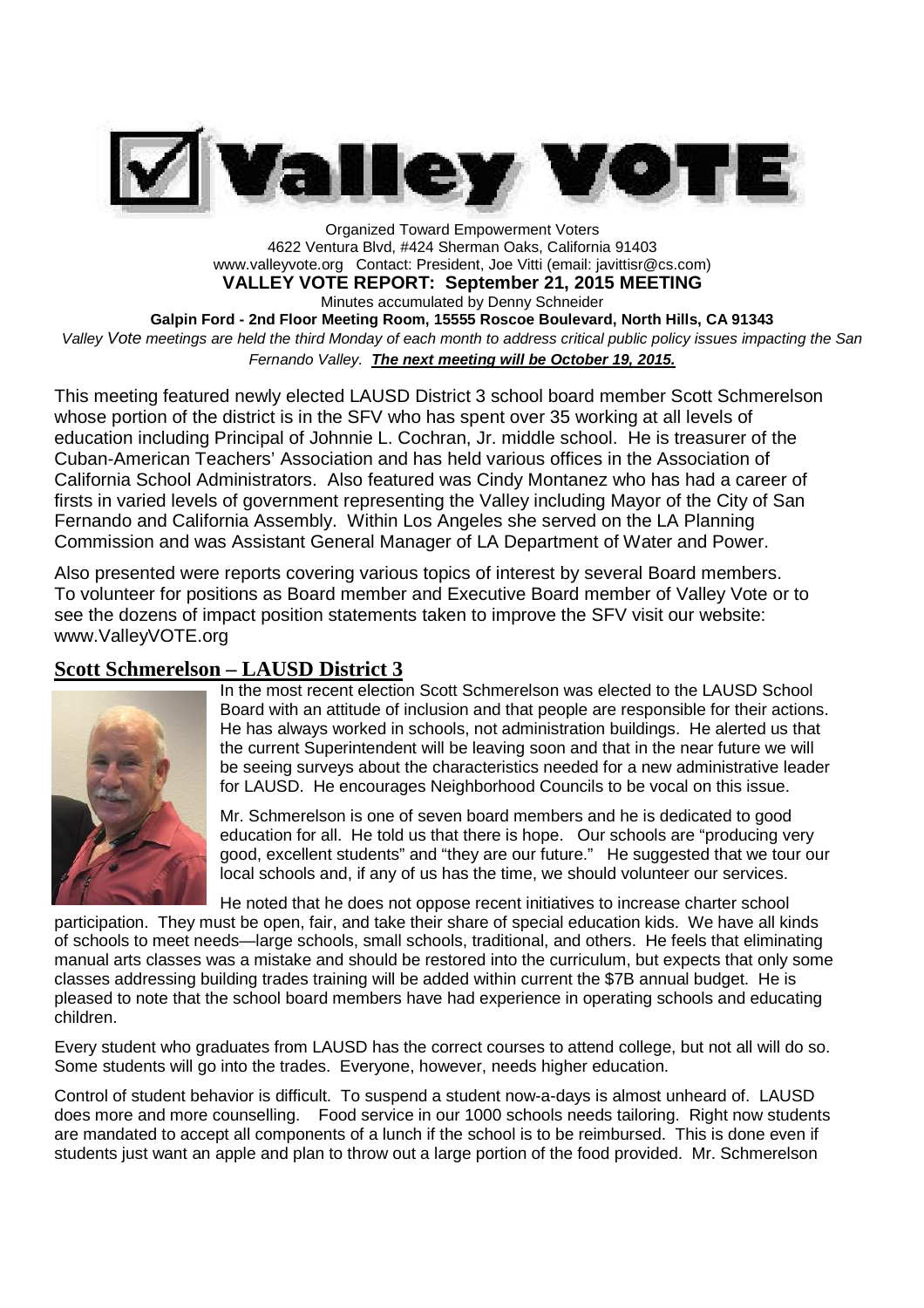# Valley VOTE

Organized Toward Empowerment Voters
4622 Ventura Blvd, #424 Sherman Oaks, California 91403
www.valleyvote.org Contact: President, Joe Vitti (email: javittisr@cs.com)

**VALLEY VOTE REPORT: September 21, 2015 MEETING**

Minutes accumulated by Denny Schneider

**Galpin Ford - 2nd Floor Meeting Room, 15555 Roscoe Boulevard, North Hills, CA 91343**

*Valley Vote meetings are held the third Monday of each month to address critical public policy issues impacting the San Fernando Valley.* ***The next meeting will be October 19, 2015.***

This meeting featured newly elected LAUSD District 3 school board member Scott Schmerelson whose portion of the district is in the SFV who has spent over 35 working at all levels of education including Principal of Johnnie L. Cochran, Jr. middle school. He is treasurer of the Cuban-American Teachers' Association and has held various offices in the Association of California School Administrators. Also featured was Cindy Montanez who has had a career of firsts in varied levels of government representing the Valley including Mayor of the City of San Fernando and California Assembly. Within Los Angeles she served on the LA Planning Commission and was Assistant General Manager of LA Department of Water and Power.

Also presented were reports covering various topics of interest by several Board members. To volunteer for positions as Board member and Executive Board member of Valley Vote or to see the dozens of impact position statements taken to improve the SFV visit our website: www.ValleyVOTE.org

## Scott Schmerelson – LAUSD District 3

In the most recent election Scott Schmerelson was elected to the LAUSD School Board with an attitude of inclusion and that people are responsible for their actions. He has always worked in schools, not administration buildings. He alerted us that the current Superintendent will be leaving soon and that in the near future we will be seeing surveys about the characteristics needed for a new administrative leader for LAUSD. He encourages Neighborhood Councils to be vocal on this issue.

Mr. Schmerelson is one of seven board members and he is dedicated to good education for all. He told us that there is hope. Our schools are "producing very good, excellent students" and "they are our future." He suggested that we tour our local schools and, if any of us has the time, we should volunteer our services.

He noted that he does not oppose recent initiatives to increase charter school participation. They must be open, fair, and take their share of special education kids. We have all kinds of schools to meet needs—large schools, small schools, traditional, and others. He feels that eliminating manual arts classes was a mistake and should be restored into the curriculum, but expects that only some classes addressing building trades training will be added within current the $7B annual budget. He is pleased to note that the school board members have had experience in operating schools and educating children.

Every student who graduates from LAUSD has the correct courses to attend college, but not all will do so. Some students will go into the trades. Everyone, however, needs higher education.

Control of student behavior is difficult. To suspend a student now-a-days is almost unheard of. LAUSD does more and more counselling. Food service in our 1000 schools needs tailoring. Right now students are mandated to accept all components of a lunch if the school is to be reimbursed. This is done even if students just want an apple and plan to throw out a large portion of the food provided. Mr. Schmerelson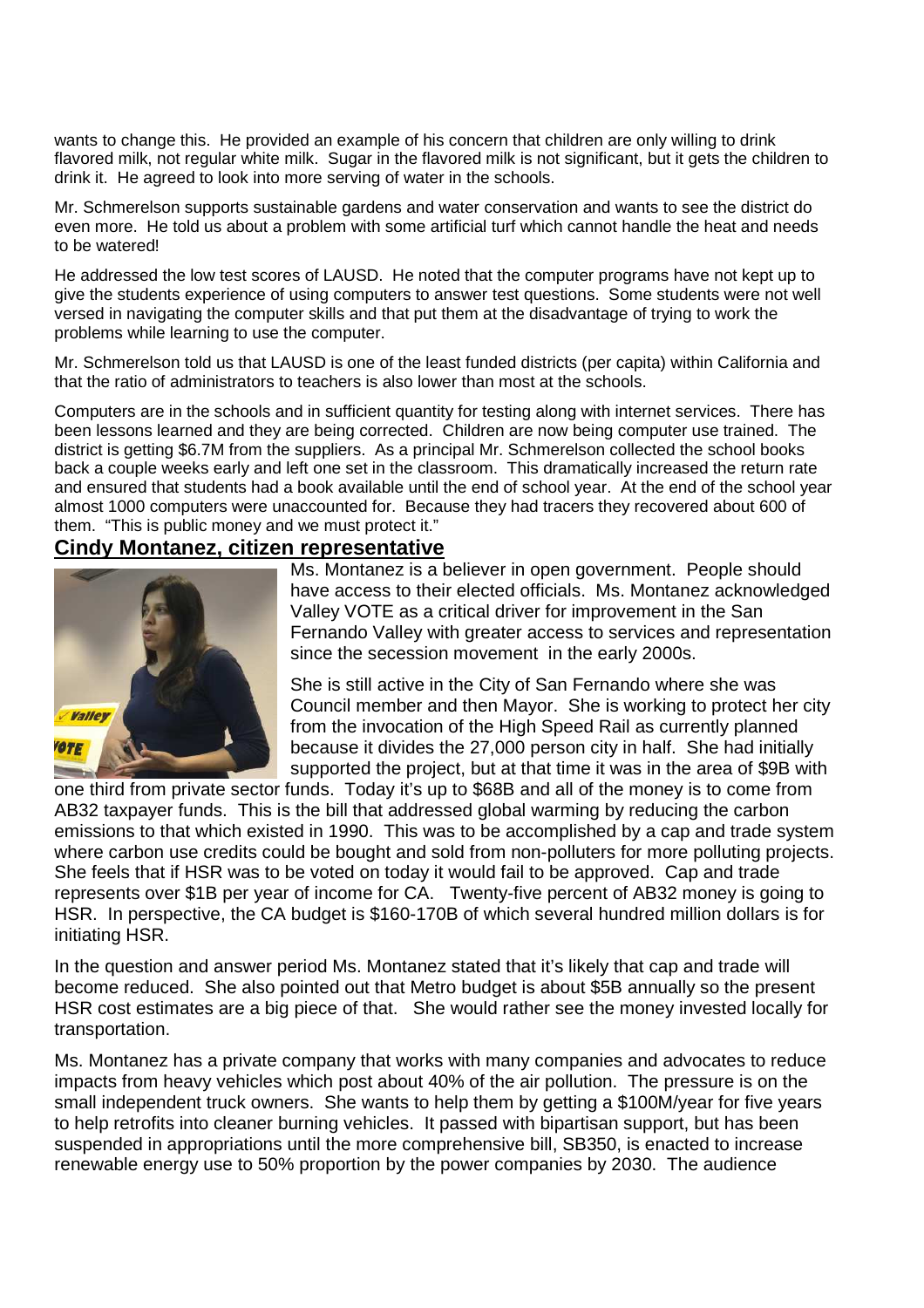wants to change this. He provided an example of his concern that children are only willing to drink flavored milk, not regular white milk. Sugar in the flavored milk is not significant, but it gets the children to drink it. He agreed to look into more serving of water in the schools.

Mr. Schmerelson supports sustainable gardens and water conservation and wants to see the district do even more. He told us about a problem with some artificial turf which cannot handle the heat and needs to be watered!

He addressed the low test scores of LAUSD. He noted that the computer programs have not kept up to give the students experience of using computers to answer test questions. Some students were not well versed in navigating the computer skills and that put them at the disadvantage of trying to work the problems while learning to use the computer.

Mr. Schmerelson told us that LAUSD is one of the least funded districts (per capita) within California and that the ratio of administrators to teachers is also lower than most at the schools.

Computers are in the schools and in sufficient quantity for testing along with internet services. There has been lessons learned and they are being corrected. Children are now being computer use trained. The district is getting $6.7M from the suppliers. As a principal Mr. Schmerelson collected the school books back a couple weeks early and left one set in the classroom. This dramatically increased the return rate and ensured that students had a book available until the end of school year. At the end of the school year almost 1000 computers were unaccounted for. Because they had tracers they recovered about 600 of them. "This is public money and we must protect it."

## Cindy Montanez, citizen representative

Ms. Montanez is a believer in open government. People should have access to their elected officials. Ms. Montanez acknowledged Valley VOTE as a critical driver for improvement in the San Fernando Valley with greater access to services and representation since the secession movement in the early 2000s.

She is still active in the City of San Fernando where she was Council member and then Mayor. She is working to protect her city from the invocation of the High Speed Rail as currently planned because it divides the 27,000 person city in half. She had initially supported the project, but at that time it was in the area of $9B with one third from private sector funds. Today it's up to $68B and all of the money is to come from AB32 taxpayer funds. This is the bill that addressed global warming by reducing the carbon emissions to that which existed in 1990. This was to be accomplished by a cap and trade system where carbon use credits could be bought and sold from non-polluters for more polluting projects. She feels that if HSR was to be voted on today it would fail to be approved. Cap and trade represents over $1B per year of income for CA. Twenty-five percent of AB32 money is going to HSR. In perspective, the CA budget is $160-170B of which several hundred million dollars is for initiating HSR.

In the question and answer period Ms. Montanez stated that it's likely that cap and trade will become reduced. She also pointed out that Metro budget is about $5B annually so the present HSR cost estimates are a big piece of that. She would rather see the money invested locally for transportation.

Ms. Montanez has a private company that works with many companies and advocates to reduce impacts from heavy vehicles which post about 40% of the air pollution. The pressure is on the small independent truck owners. She wants to help them by getting a $100M/year for five years to help retrofits into cleaner burning vehicles. It passed with bipartisan support, but has been suspended in appropriations until the more comprehensive bill, SB350, is enacted to increase renewable energy use to 50% proportion by the power companies by 2030. The audience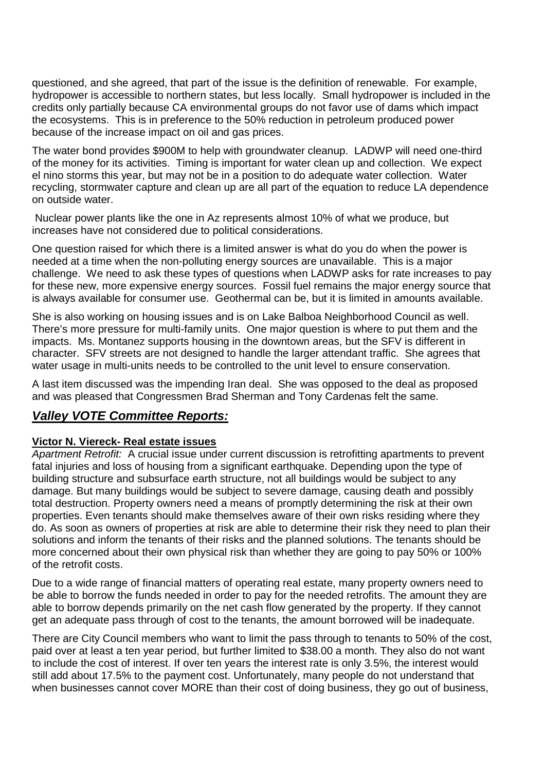questioned, and she agreed, that part of the issue is the definition of renewable. For example, hydropower is accessible to northern states, but less locally. Small hydropower is included in the credits only partially because CA environmental groups do not favor use of dams which impact the ecosystems. This is in preference to the 50% reduction in petroleum produced power because of the increase impact on oil and gas prices.

The water bond provides $900M to help with groundwater cleanup. LADWP will need one-third of the money for its activities. Timing is important for water clean up and collection. We expect el nino storms this year, but may not be in a position to do adequate water collection. Water recycling, stormwater capture and clean up are all part of the equation to reduce LA dependence on outside water.

Nuclear power plants like the one in Az represents almost 10% of what we produce, but increases have not considered due to political considerations.

One question raised for which there is a limited answer is what do you do when the power is needed at a time when the non-polluting energy sources are unavailable. This is a major challenge. We need to ask these types of questions when LADWP asks for rate increases to pay for these new, more expensive energy sources. Fossil fuel remains the major energy source that is always available for consumer use. Geothermal can be, but it is limited in amounts available.

She is also working on housing issues and is on Lake Balboa Neighborhood Council as well. There's more pressure for multi-family units. One major question is where to put them and the impacts. Ms. Montanez supports housing in the downtown areas, but the SFV is different in character. SFV streets are not designed to handle the larger attendant traffic. She agrees that water usage in multi-units needs to be controlled to the unit level to ensure conservation.

A last item discussed was the impending Iran deal. She was opposed to the deal as proposed and was pleased that Congressmen Brad Sherman and Tony Cardenas felt the same.

## ***Valley VOTE Committee Reports:***

**Victor N. Viereck- Real estate issues**

*Apartment Retrofit:* A crucial issue under current discussion is retrofitting apartments to prevent fatal injuries and loss of housing from a significant earthquake. Depending upon the type of building structure and subsurface earth structure, not all buildings would be subject to any damage. But many buildings would be subject to severe damage, causing death and possibly total destruction. Property owners need a means of promptly determining the risk at their own properties. Even tenants should make themselves aware of their own risks residing where they do. As soon as owners of properties at risk are able to determine their risk they need to plan their solutions and inform the tenants of their risks and the planned solutions. The tenants should be more concerned about their own physical risk than whether they are going to pay 50% or 100% of the retrofit costs.

Due to a wide range of financial matters of operating real estate, many property owners need to be able to borrow the funds needed in order to pay for the needed retrofits. The amount they are able to borrow depends primarily on the net cash flow generated by the property. If they cannot get an adequate pass through of cost to the tenants, the amount borrowed will be inadequate.

There are City Council members who want to limit the pass through to tenants to 50% of the cost, paid over at least a ten year period, but further limited to $38.00 a month. They also do not want to include the cost of interest. If over ten years the interest rate is only 3.5%, the interest would still add about 17.5% to the payment cost. Unfortunately, many people do not understand that when businesses cannot cover MORE than their cost of doing business, they go out of business,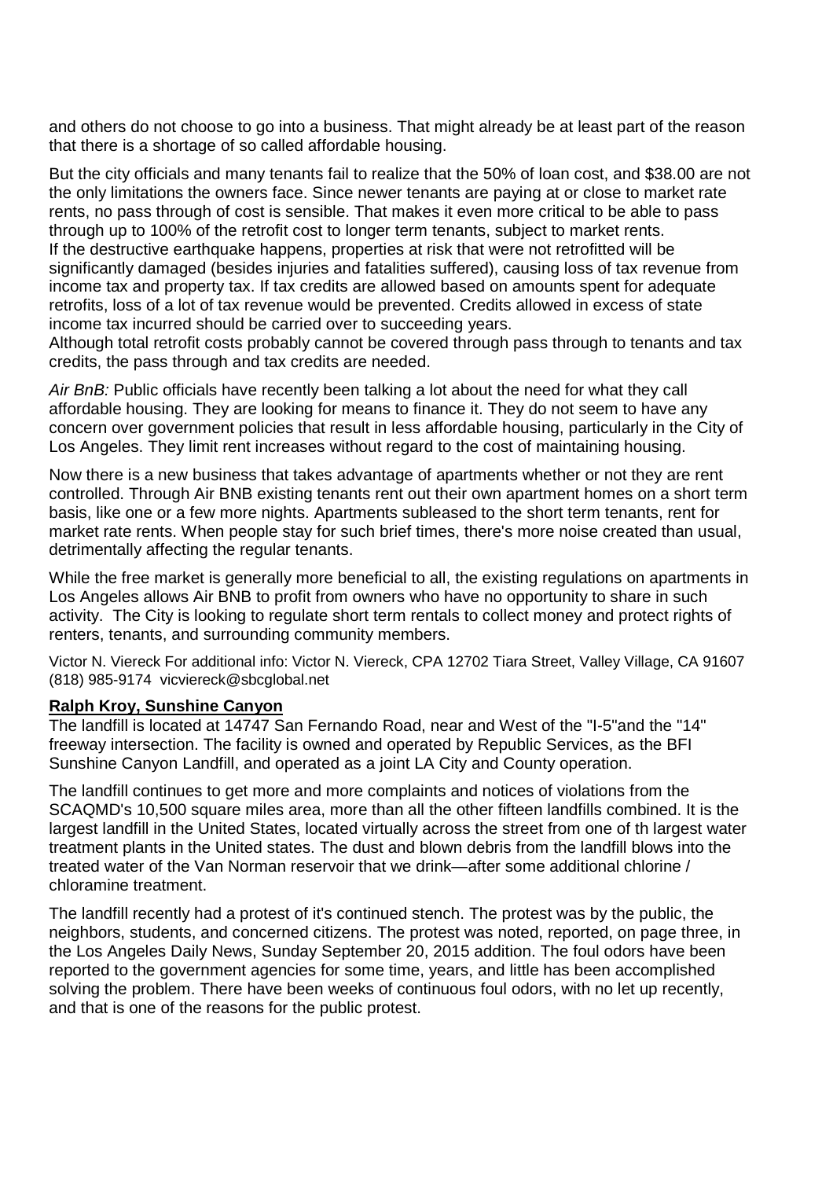and others do not choose to go into a business. That might already be at least part of the reason that there is a shortage of so called affordable housing.

But the city officials and many tenants fail to realize that the 50% of loan cost, and $38.00 are not the only limitations the owners face. Since newer tenants are paying at or close to market rate rents, no pass through of cost is sensible. That makes it even more critical to be able to pass through up to 100% of the retrofit cost to longer term tenants, subject to market rents.
If the destructive earthquake happens, properties at risk that were not retrofitted will be significantly damaged (besides injuries and fatalities suffered), causing loss of tax revenue from income tax and property tax. If tax credits are allowed based on amounts spent for adequate retrofits, loss of a lot of tax revenue would be prevented. Credits allowed in excess of state income tax incurred should be carried over to succeeding years.
Although total retrofit costs probably cannot be covered through pass through to tenants and tax credits, the pass through and tax credits are needed.

*Air BnB:* Public officials have recently been talking a lot about the need for what they call affordable housing. They are looking for means to finance it. They do not seem to have any concern over government policies that result in less affordable housing, particularly in the City of Los Angeles. They limit rent increases without regard to the cost of maintaining housing.

Now there is a new business that takes advantage of apartments whether or not they are rent controlled. Through Air BNB existing tenants rent out their own apartment homes on a short term basis, like one or a few more nights. Apartments subleased to the short term tenants, rent for market rate rents. When people stay for such brief times, there's more noise created than usual, detrimentally affecting the regular tenants.

While the free market is generally more beneficial to all, the existing regulations on apartments in Los Angeles allows Air BNB to profit from owners who have no opportunity to share in such activity. The City is looking to regulate short term rentals to collect money and protect rights of renters, tenants, and surrounding community members.

Victor N. Viereck For additional info: Victor N. Viereck, CPA 12702 Tiara Street, Valley Village, CA 91607 (818) 985-9174 vicviereck@sbcglobal.net

**Ralph Kroy, Sunshine Canyon**

The landfill is located at 14747 San Fernando Road, near and West of the "I-5"and the "14" freeway intersection. The facility is owned and operated by Republic Services, as the BFI Sunshine Canyon Landfill, and operated as a joint LA City and County operation.

The landfill continues to get more and more complaints and notices of violations from the SCAQMD's 10,500 square miles area, more than all the other fifteen landfills combined. It is the largest landfill in the United States, located virtually across the street from one of th largest water treatment plants in the United states. The dust and blown debris from the landfill blows into the treated water of the Van Norman reservoir that we drink—after some additional chlorine / chloramine treatment.

The landfill recently had a protest of it's continued stench. The protest was by the public, the neighbors, students, and concerned citizens. The protest was noted, reported, on page three, in the Los Angeles Daily News, Sunday September 20, 2015 addition. The foul odors have been reported to the government agencies for some time, years, and little has been accomplished solving the problem. There have been weeks of continuous foul odors, with no let up recently, and that is one of the reasons for the public protest.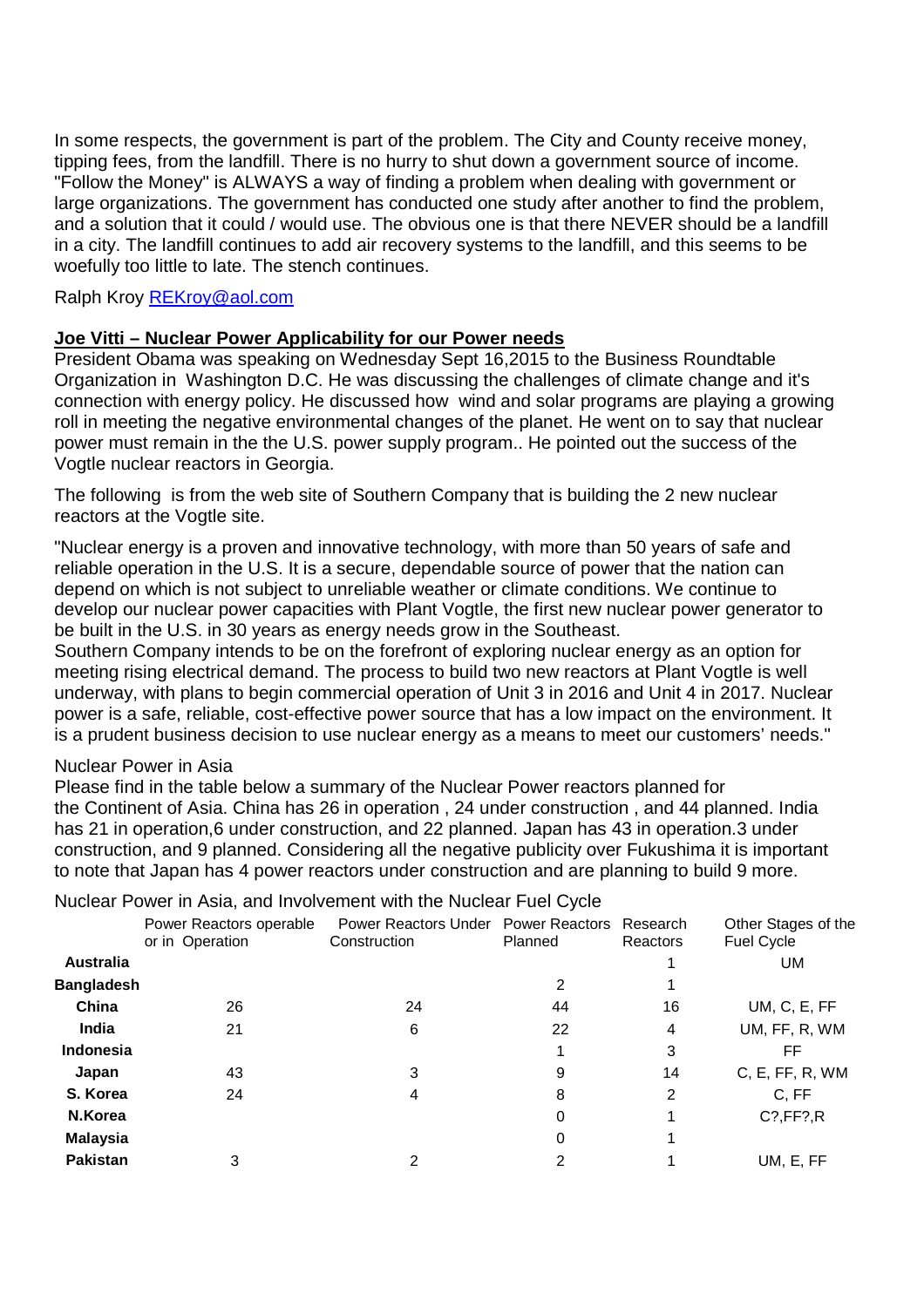In some respects, the government is part of the problem. The City and County receive money, tipping fees, from the landfill. There is no hurry to shut down a government source of income. "Follow the Money" is ALWAYS a way of finding a problem when dealing with government or large organizations. The government has conducted one study after another to find the problem, and a solution that it could / would use. The obvious one is that there NEVER should be a landfill in a city. The landfill continues to add air recovery systems to the landfill, and this seems to be woefully too little to late. The stench continues.

Ralph Kroy [REKroy@aol.com](mailto:REKroy@aol.com)

**Joe Vitti – Nuclear Power Applicability for our Power needs**

President Obama was speaking on Wednesday Sept 16,2015 to the Business Roundtable Organization in Washington D.C. He was discussing the challenges of climate change and it's connection with energy policy. He discussed how wind and solar programs are playing a growing roll in meeting the negative environmental changes of the planet. He went on to say that nuclear power must remain in the the U.S. power supply program.. He pointed out the success of the Vogtle nuclear reactors in Georgia.

The following is from the web site of Southern Company that is building the 2 new nuclear reactors at the Vogtle site.

"Nuclear energy is a proven and innovative technology, with more than 50 years of safe and reliable operation in the U.S. It is a secure, dependable source of power that the nation can depend on which is not subject to unreliable weather or climate conditions. We continue to develop our nuclear power capacities with Plant Vogtle, the first new nuclear power generator to be built in the U.S. in 30 years as energy needs grow in the Southeast.
Southern Company intends to be on the forefront of exploring nuclear energy as an option for meeting rising electrical demand. The process to build two new reactors at Plant Vogtle is well underway, with plans to begin commercial operation of Unit 3 in 2016 and Unit 4 in 2017. Nuclear power is a safe, reliable, cost-effective power source that has a low impact on the environment. It is a prudent business decision to use nuclear energy as a means to meet our customers' needs."

Nuclear Power in Asia

Please find in the table below a summary of the Nuclear Power reactors planned for the Continent of Asia. China has 26 in operation , 24 under construction , and 44 planned. India has 21 in operation,6 under construction, and 22 planned. Japan has 43 in operation.3 under construction, and 9 planned. Considering all the negative publicity over Fukushima it is important to note that Japan has 4 power reactors under construction and are planning to build 9 more.

Nuclear Power in Asia, and Involvement with the Nuclear Fuel Cycle

| | Power Reactors operable or in Operation | Power Reactors Under Construction | Power Reactors Planned | Research Reactors | Other Stages of the Fuel Cycle |
|---|---|---|---|---|---|
| **Australia** | | | | 1 | UM |
| **Bangladesh** | | | 2 | 1 | |
| **China** | 26 | 24 | 44 | 16 | UM, C, E, FF |
| **India** | 21 | 6 | 22 | 4 | UM, FF, R, WM |
| **Indonesia** | | | 1 | 3 | FF |
| **Japan** | 43 | 3 | 9 | 14 | C, E, FF, R, WM |
| **S. Korea** | 24 | 4 | 8 | 2 | C, FF |
| **N.Korea** | | | 0 | 1 | C?,FF?,R |
| **Malaysia** | | | 0 | 1 | |
| **Pakistan** | 3 | 2 | 2 | 1 | UM, E, FF |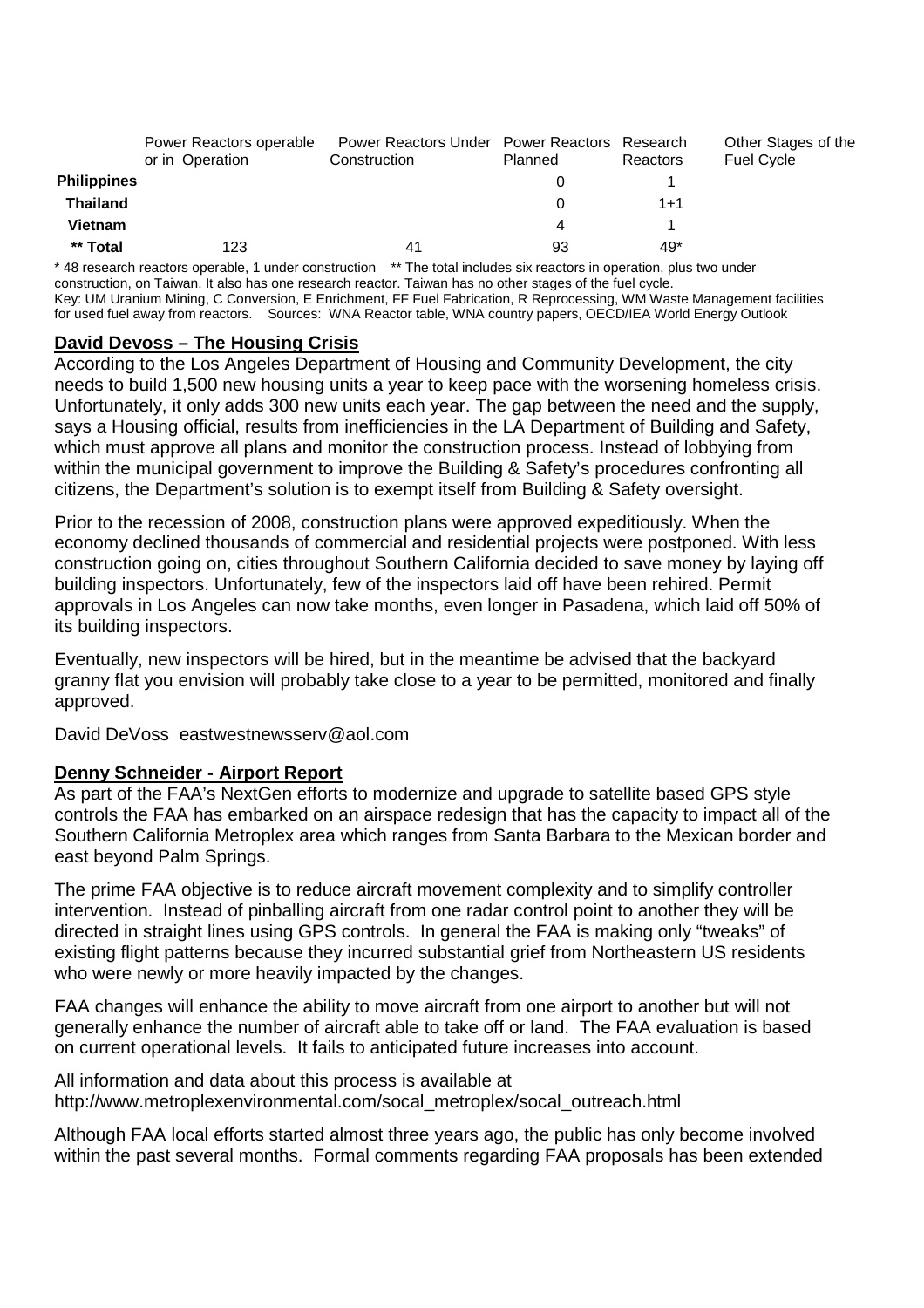| | Power Reactors operable or in Operation | Power Reactors Under Construction | Power Reactors Planned | Research Reactors | Other Stages of the Fuel Cycle |
|---|---|---|---|---|---|
| **Philippines** | | | 0 | 1 | |
| **Thailand** | | | 0 | 1+1 | |
| **Vietnam** | | | 4 | 1 | |
| **** Total** | 123 | 41 | 93 | 49* | |

* 48 research reactors operable, 1 under construction ** The total includes six reactors in operation, plus two under construction, on Taiwan. It also has one research reactor. Taiwan has no other stages of the fuel cycle.
Key: UM Uranium Mining, C Conversion, E Enrichment, FF Fuel Fabrication, R Reprocessing, WM Waste Management facilities for used fuel away from reactors. Sources: WNA Reactor table, WNA country papers, OECD/IEA World Energy Outlook

## David Devoss – The Housing Crisis

According to the Los Angeles Department of Housing and Community Development, the city needs to build 1,500 new housing units a year to keep pace with the worsening homeless crisis. Unfortunately, it only adds 300 new units each year. The gap between the need and the supply, says a Housing official, results from inefficiencies in the LA Department of Building and Safety, which must approve all plans and monitor the construction process. Instead of lobbying from within the municipal government to improve the Building & Safety's procedures confronting all citizens, the Department's solution is to exempt itself from Building & Safety oversight.

Prior to the recession of 2008, construction plans were approved expeditiously. When the economy declined thousands of commercial and residential projects were postponed. With less construction going on, cities throughout Southern California decided to save money by laying off building inspectors. Unfortunately, few of the inspectors laid off have been rehired. Permit approvals in Los Angeles can now take months, even longer in Pasadena, which laid off 50% of its building inspectors.

Eventually, new inspectors will be hired, but in the meantime be advised that the backyard granny flat you envision will probably take close to a year to be permitted, monitored and finally approved.

David DeVoss eastwestnewsserv@aol.com

## Denny Schneider - Airport Report

As part of the FAA's NextGen efforts to modernize and upgrade to satellite based GPS style controls the FAA has embarked on an airspace redesign that has the capacity to impact all of the Southern California Metroplex area which ranges from Santa Barbara to the Mexican border and east beyond Palm Springs.

The prime FAA objective is to reduce aircraft movement complexity and to simplify controller intervention. Instead of pinballing aircraft from one radar control point to another they will be directed in straight lines using GPS controls. In general the FAA is making only "tweaks" of existing flight patterns because they incurred substantial grief from Northeastern US residents who were newly or more heavily impacted by the changes.

FAA changes will enhance the ability to move aircraft from one airport to another but will not generally enhance the number of aircraft able to take off or land. The FAA evaluation is based on current operational levels. It fails to anticipated future increases into account.

All information and data about this process is available at
http://www.metroplexenvironmental.com/socal_metroplex/socal_outreach.html

Although FAA local efforts started almost three years ago, the public has only become involved within the past several months. Formal comments regarding FAA proposals has been extended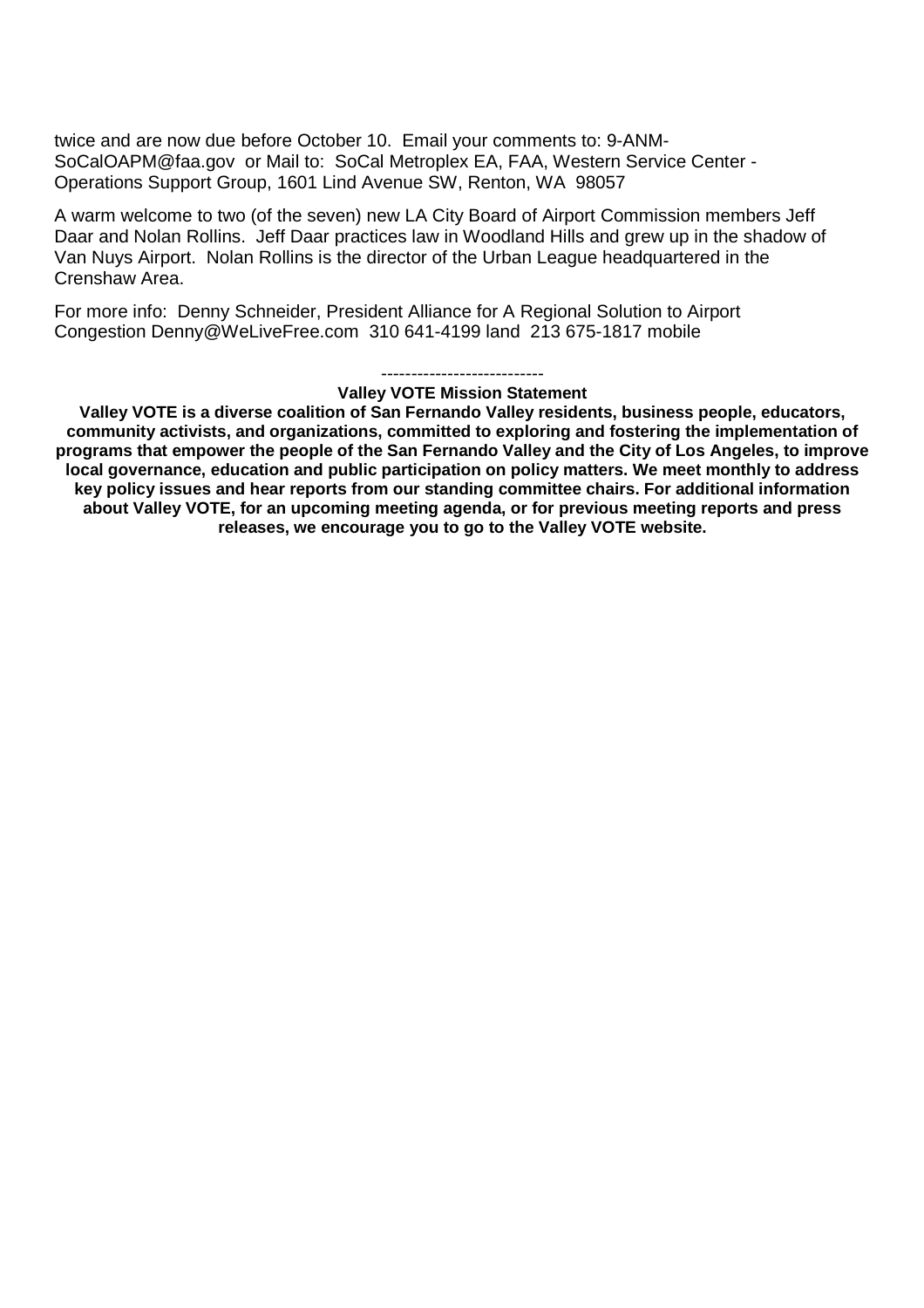twice and are now due before October 10. Email your comments to: 9-ANM-SoCalOAPM@faa.gov or Mail to: SoCal Metroplex EA, FAA, Western Service Center - Operations Support Group, 1601 Lind Avenue SW, Renton, WA 98057

A warm welcome to two (of the seven) new LA City Board of Airport Commission members Jeff Daar and Nolan Rollins. Jeff Daar practices law in Woodland Hills and grew up in the shadow of Van Nuys Airport. Nolan Rollins is the director of the Urban League headquartered in the Crenshaw Area.

For more info: Denny Schneider, President Alliance for A Regional Solution to Airport Congestion Denny@WeLiveFree.com 310 641-4199 land 213 675-1817 mobile

---------------------------

**Valley VOTE Mission Statement**

**Valley VOTE is a diverse coalition of San Fernando Valley residents, business people, educators, community activists, and organizations, committed to exploring and fostering the implementation of programs that empower the people of the San Fernando Valley and the City of Los Angeles, to improve local governance, education and public participation on policy matters. We meet monthly to address key policy issues and hear reports from our standing committee chairs. For additional information about Valley VOTE, for an upcoming meeting agenda, or for previous meeting reports and press releases, we encourage you to go to the Valley VOTE website.**